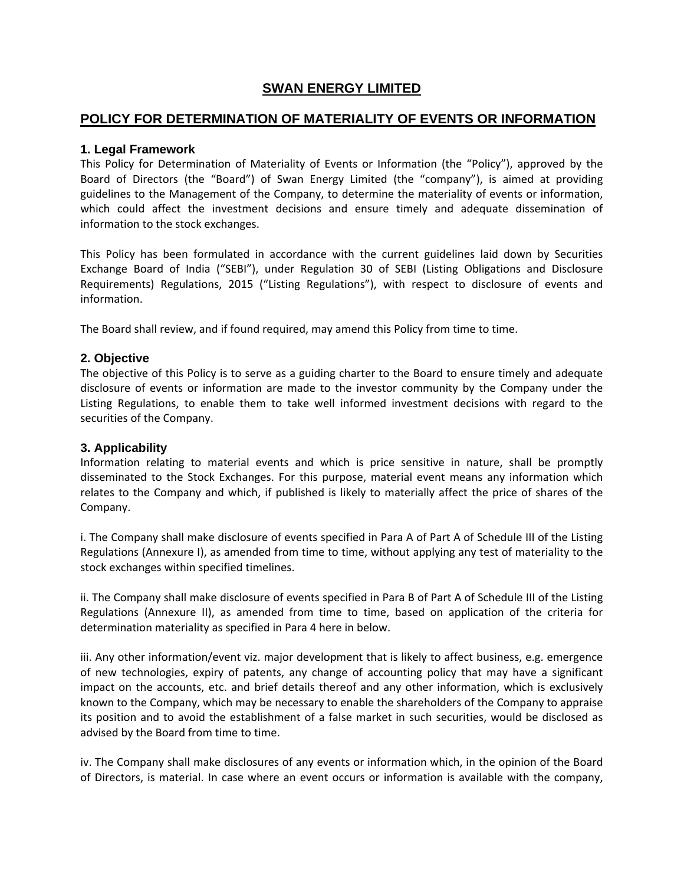# SWAN ENERGY LIMITED

## POLICY FOR DETERMINATION OF MATERIALITY OF EVENTS OR INFORMATION

### 1. Legal Framework

This Policy for Determination of Materiality of Events or Information (the "Policy"), approved by the Board of Directors (the "Board") of Swan Energy Limited (the "company"), is aimed at providing guidelines to the Management of the Company, to determine the materiality of events or information, which could affect the investment decisions and ensure timely and adequate dissemination of information to the stock exchanges.

This Policy has been formulated in accordance with the current guidelines laid down by Securities Exchange Board of India ("SEBI"), under Regulation 30 of SEBI (Listing Obligations and Disclosure Requirements) Regulations, 2015 ("Listing Regulations"), with respect to disclosure of events and information.

The Board shall review, and if found required, may amend this Policy from time to time.

### 2. Objective

The objective of this Policy is to serve as a guiding charter to the Board to ensure timely and adequate disclosure of events or information are made to the investor community by the Company under the Listing Regulations, to enable them to take well informed investment decisions with regard to the securities of the Company.

### 3. Applicability

Information relating to material events and which is price sensitive in nature, shall be promptly disseminated to the Stock Exchanges. For this purpose, material event means any information which relates to the Company and which, if published is likely to materially affect the price of shares of the Company.

i. The Company shall make disclosure of events specified in Para A of Part A of Schedule III of the Listing Regulations (Annexure I), as amended from time to time, without applying any test of materiality to the stock exchanges within specified timelines.

ii. The Company shall make disclosure of events specified in Para B of Part A of Schedule III of the Listing Regulations (Annexure II), as amended from time to time, based on application of the criteria for determination materiality as specified in Para 4 here in below.

iii. Any other information/event viz. major development that is likely to affect business, e.g. emergence of new technologies, expiry of patents, any change of accounting policy that may have a significant impact on the accounts, etc. and brief details thereof and any other information, which is exclusively known to the Company, which may be necessary to enable the shareholders of the Company to appraise its position and to avoid the establishment of a false market in such securities, would be disclosed as advised by the Board from time to time.

iv. The Company shall make disclosures of any events or information which, in the opinion of the Board of Directors, is material. In case where an event occurs or information is available with the company,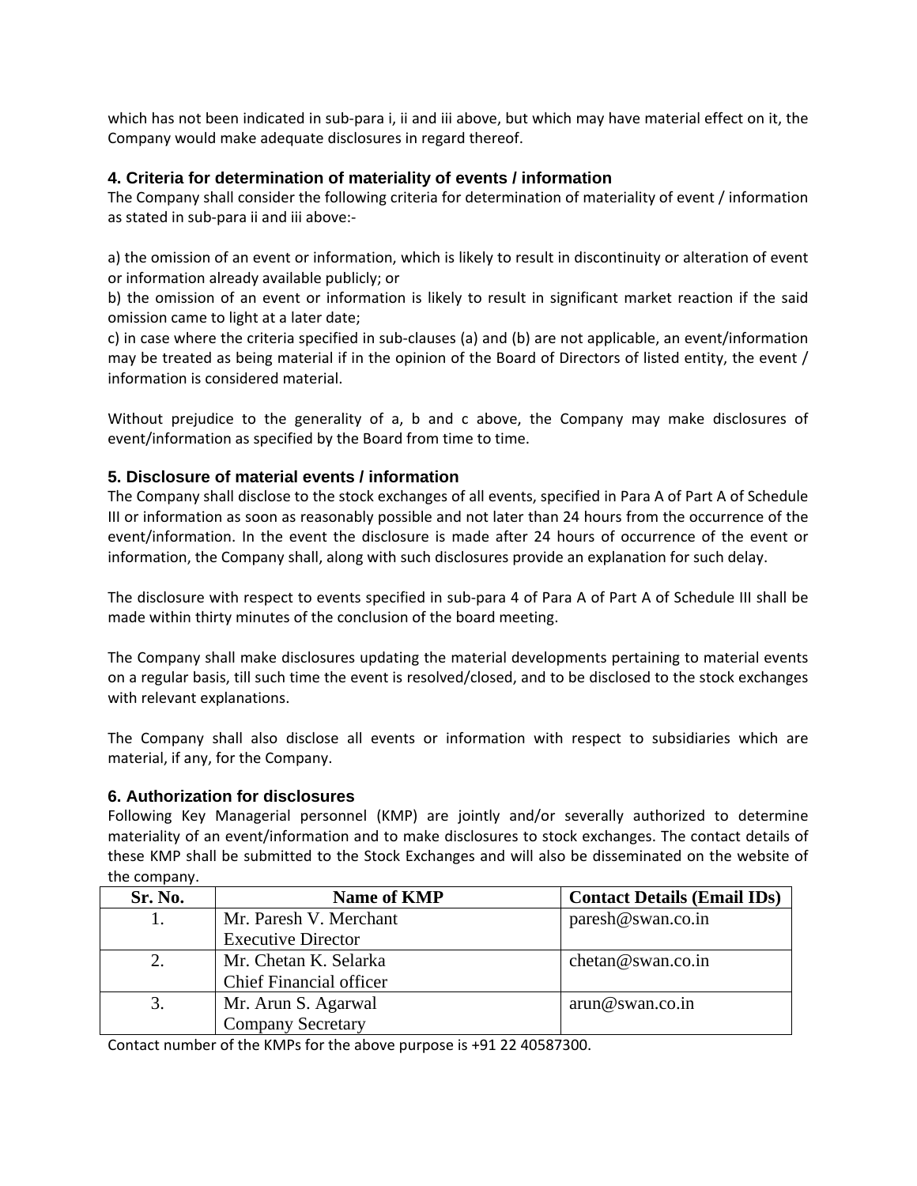which has not been indicated in sub-para i, ii and iii above, but which may have material effect on it, the Company would make adequate disclosures in regard thereof.

### 4. Criteria for determination of materiality of events / information

The Company shall consider the following criteria for determination of materiality of event / information as stated in sub-para ii and iii above:-

a) the omission of an event or information, which is likely to result in discontinuity or alteration of event or information already available publicly; or

b) the omission of an event or information is likely to result in significant market reaction if the said omission came to light at a later date;

c) in case where the criteria specified in sub-clauses (a) and (b) are not applicable, an event/information may be treated as being material if in the opinion of the Board of Directors of listed entity, the event / information is considered material.

Without prejudice to the generality of a, b and c above, the Company may make disclosures of event/information as specified by the Board from time to time.

### 5. Disclosure of material events / information

The Company shall disclose to the stock exchanges of all events, specified in Para A of Part A of Schedule III or information as soon as reasonably possible and not later than 24 hours from the occurrence of the event/information. In the event the disclosure is made after 24 hours of occurrence of the event or information, the Company shall, along with such disclosures provide an explanation for such delay.

The disclosure with respect to events specified in sub-para 4 of Para A of Part A of Schedule III shall be made within thirty minutes of the conclusion of the board meeting.

The Company shall make disclosures updating the material developments pertaining to material events on a regular basis, till such time the event is resolved/closed, and to be disclosed to the stock exchanges with relevant explanations.

The Company shall also disclose all events or information with respect to subsidiaries which are material, if any, for the Company.

### 6. Authorization for disclosures

Following Key Managerial personnel (KMP) are jointly and/or severally authorized to determine materiality of an event/information and to make disclosures to stock exchanges. The contact details of these KMP shall be submitted to the Stock Exchanges and will also be disseminated on the website of the company.

| Sr. No. | Name of KMP | Contact Details (Email IDs) |
|---|---|---|
| 1. | Mr. Paresh V. Merchant<br>Executive Director | paresh@swan.co.in |
| 2. | Mr. Chetan K. Selarka<br>Chief Financial officer | chetan@swan.co.in |
| 3. | Mr. Arun S. Agarwal<br>Company Secretary | arun@swan.co.in |

Contact number of the KMPs for the above purpose is +91 22 40587300.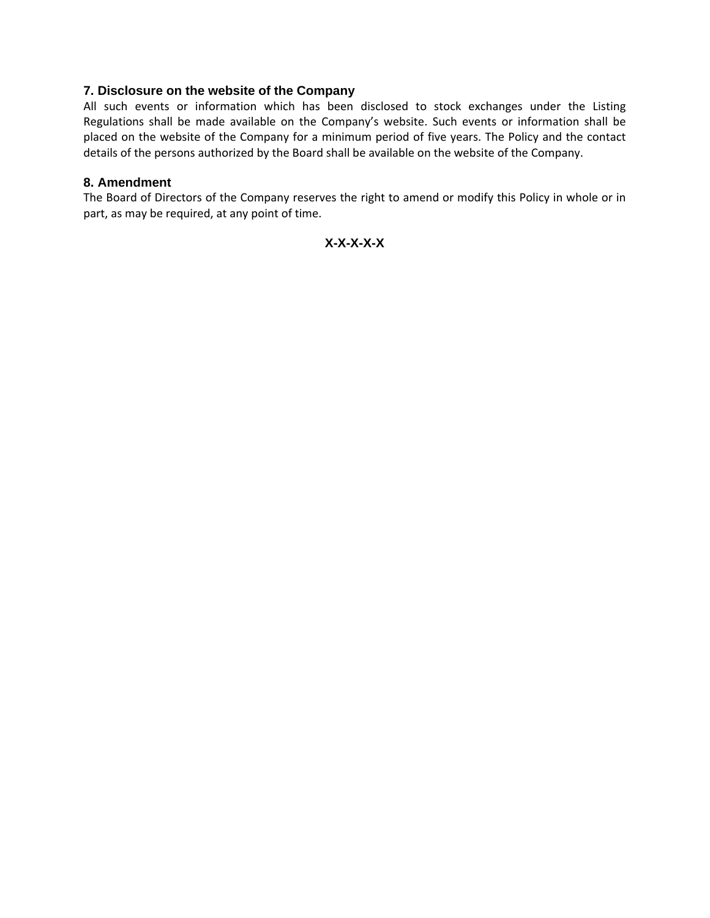## 7. Disclosure on the website of the Company

All such events or information which has been disclosed to stock exchanges under the Listing Regulations shall be made available on the Company's website. Such events or information shall be placed on the website of the Company for a minimum period of five years. The Policy and the contact details of the persons authorized by the Board shall be available on the website of the Company.

## 8. Amendment

The Board of Directors of the Company reserves the right to amend or modify this Policy in whole or in part, as may be required, at any point of time.

**X-X-X-X-X**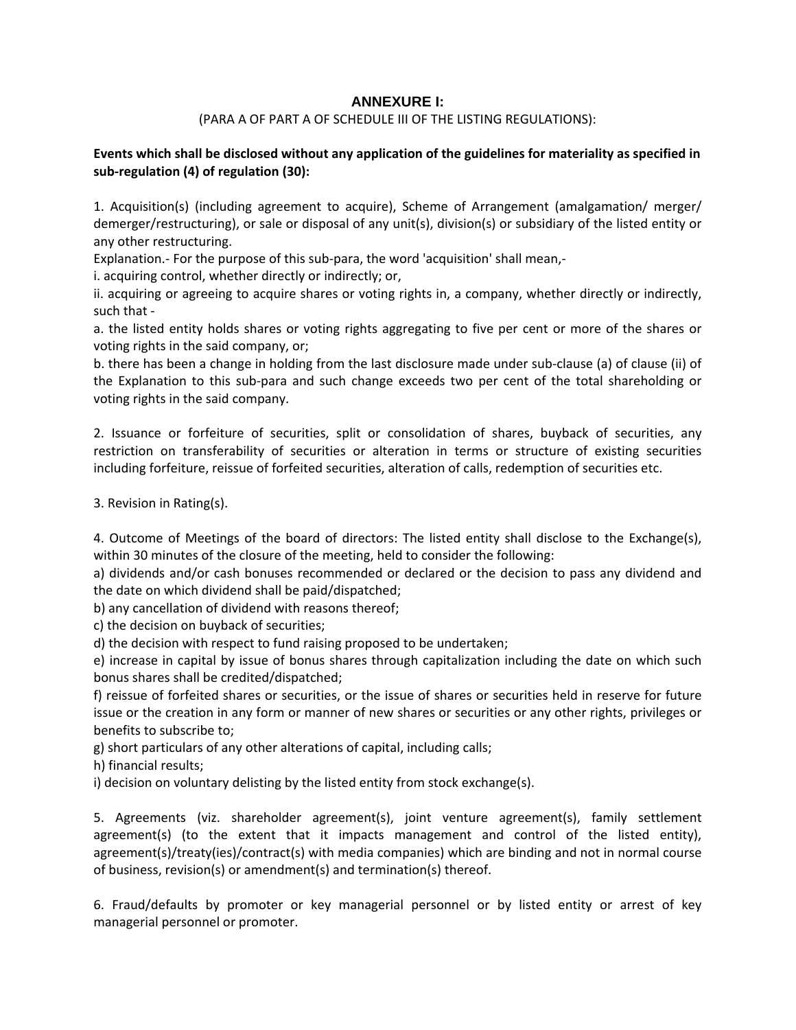## ANNEXURE I:

(PARA A OF PART A OF SCHEDULE III OF THE LISTING REGULATIONS):

**Events which shall be disclosed without any application of the guidelines for materiality as specified in sub-regulation (4) of regulation (30):**

1. Acquisition(s) (including agreement to acquire), Scheme of Arrangement (amalgamation/ merger/ demerger/restructuring), or sale or disposal of any unit(s), division(s) or subsidiary of the listed entity or any other restructuring.

Explanation.- For the purpose of this sub-para, the word 'acquisition' shall mean,-

i. acquiring control, whether directly or indirectly; or,

ii. acquiring or agreeing to acquire shares or voting rights in, a company, whether directly or indirectly, such that -

a. the listed entity holds shares or voting rights aggregating to five per cent or more of the shares or voting rights in the said company, or;

b. there has been a change in holding from the last disclosure made under sub-clause (a) of clause (ii) of the Explanation to this sub-para and such change exceeds two per cent of the total shareholding or voting rights in the said company.

2. Issuance or forfeiture of securities, split or consolidation of shares, buyback of securities, any restriction on transferability of securities or alteration in terms or structure of existing securities including forfeiture, reissue of forfeited securities, alteration of calls, redemption of securities etc.

3. Revision in Rating(s).

4. Outcome of Meetings of the board of directors: The listed entity shall disclose to the Exchange(s), within 30 minutes of the closure of the meeting, held to consider the following:

a) dividends and/or cash bonuses recommended or declared or the decision to pass any dividend and the date on which dividend shall be paid/dispatched;

b) any cancellation of dividend with reasons thereof;

c) the decision on buyback of securities;

d) the decision with respect to fund raising proposed to be undertaken;

e) increase in capital by issue of bonus shares through capitalization including the date on which such bonus shares shall be credited/dispatched;

f) reissue of forfeited shares or securities, or the issue of shares or securities held in reserve for future issue or the creation in any form or manner of new shares or securities or any other rights, privileges or benefits to subscribe to;

g) short particulars of any other alterations of capital, including calls;

h) financial results;

i) decision on voluntary delisting by the listed entity from stock exchange(s).

5. Agreements (viz. shareholder agreement(s), joint venture agreement(s), family settlement agreement(s) (to the extent that it impacts management and control of the listed entity), agreement(s)/treaty(ies)/contract(s) with media companies) which are binding and not in normal course of business, revision(s) or amendment(s) and termination(s) thereof.

6. Fraud/defaults by promoter or key managerial personnel or by listed entity or arrest of key managerial personnel or promoter.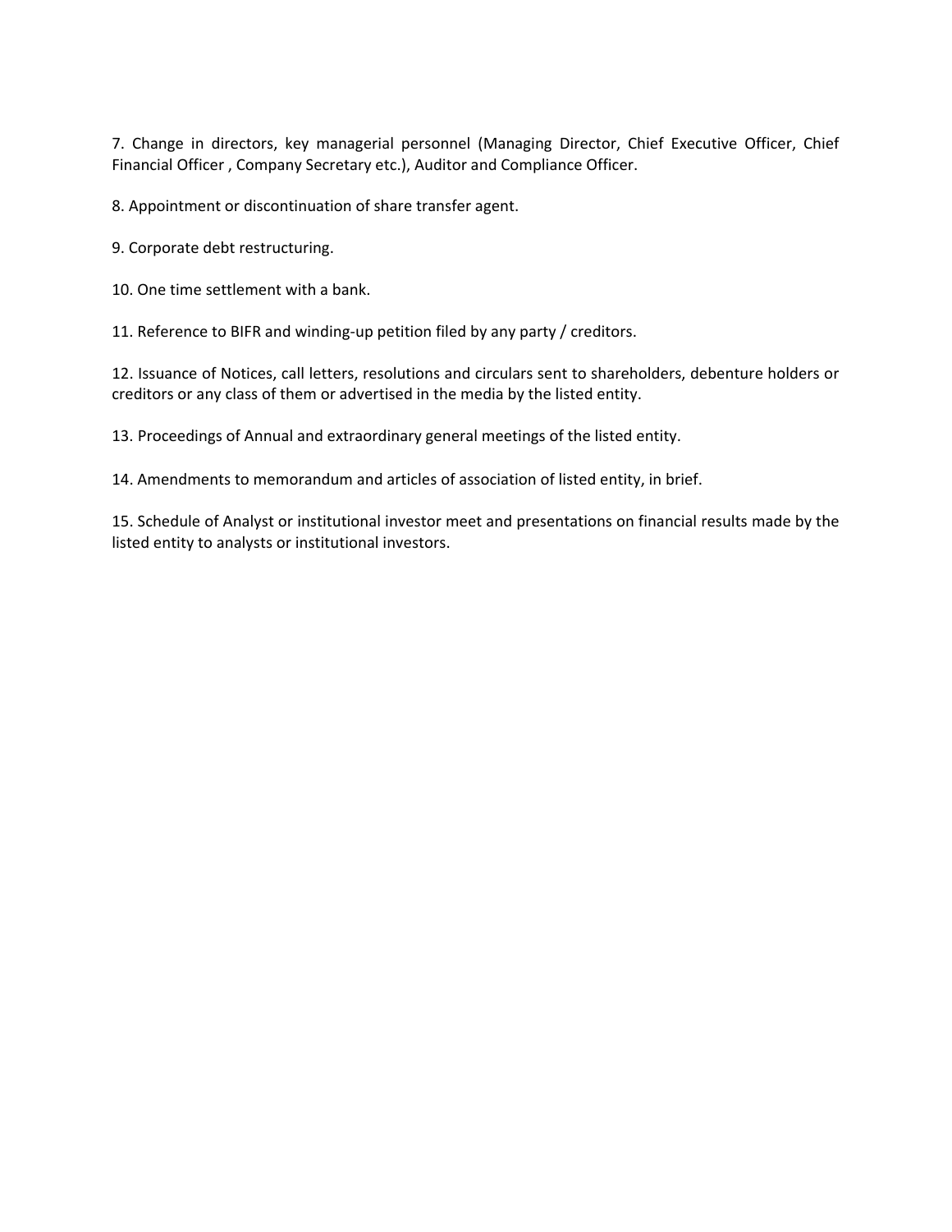7. Change in directors, key managerial personnel (Managing Director, Chief Executive Officer, Chief Financial Officer , Company Secretary etc.), Auditor and Compliance Officer.

8. Appointment or discontinuation of share transfer agent.

9. Corporate debt restructuring.

10. One time settlement with a bank.

11. Reference to BIFR and winding-up petition filed by any party / creditors.

12. Issuance of Notices, call letters, resolutions and circulars sent to shareholders, debenture holders or creditors or any class of them or advertised in the media by the listed entity.

13. Proceedings of Annual and extraordinary general meetings of the listed entity.

14. Amendments to memorandum and articles of association of listed entity, in brief.

15. Schedule of Analyst or institutional investor meet and presentations on financial results made by the listed entity to analysts or institutional investors.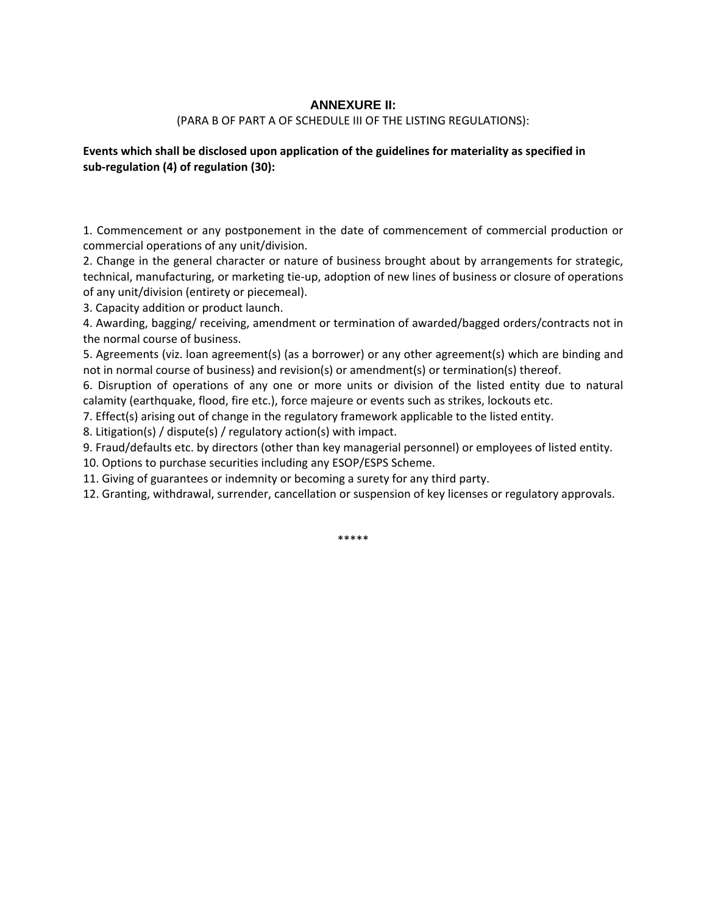## ANNEXURE II:

(PARA B OF PART A OF SCHEDULE III OF THE LISTING REGULATIONS):

**Events which shall be disclosed upon application of the guidelines for materiality as specified in sub-regulation (4) of regulation (30):**

1. Commencement or any postponement in the date of commencement of commercial production or commercial operations of any unit/division.
2. Change in the general character or nature of business brought about by arrangements for strategic, technical, manufacturing, or marketing tie-up, adoption of new lines of business or closure of operations of any unit/division (entirety or piecemeal).
3. Capacity addition or product launch.
4. Awarding, bagging/ receiving, amendment or termination of awarded/bagged orders/contracts not in the normal course of business.
5. Agreements (viz. loan agreement(s) (as a borrower) or any other agreement(s) which are binding and not in normal course of business) and revision(s) or amendment(s) or termination(s) thereof.
6. Disruption of operations of any one or more units or division of the listed entity due to natural calamity (earthquake, flood, fire etc.), force majeure or events such as strikes, lockouts etc.
7. Effect(s) arising out of change in the regulatory framework applicable to the listed entity.
8. Litigation(s) / dispute(s) / regulatory action(s) with impact.
9. Fraud/defaults etc. by directors (other than key managerial personnel) or employees of listed entity.
10. Options to purchase securities including any ESOP/ESPS Scheme.
11. Giving of guarantees or indemnity or becoming a surety for any third party.
12. Granting, withdrawal, surrender, cancellation or suspension of key licenses or regulatory approvals.

*****